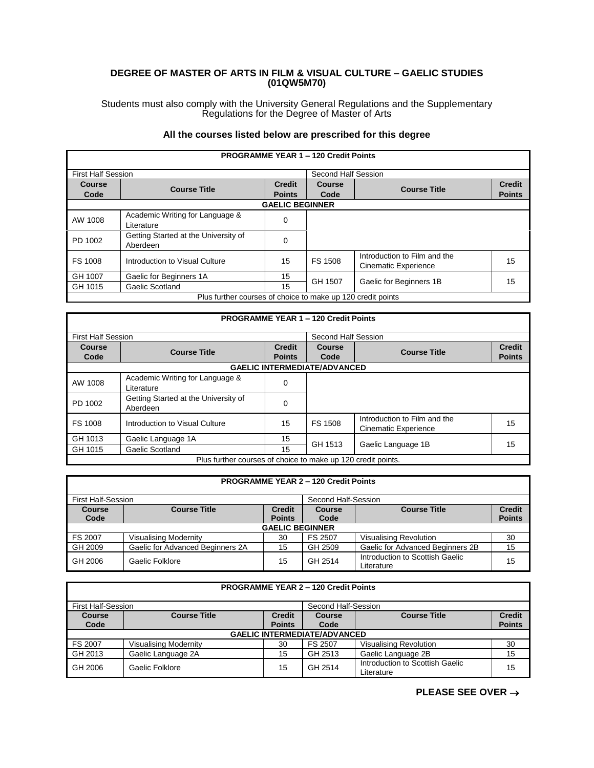# DEGREE OF MASTER OF ARTS IN FILM & VISUAL CULTURE – GAELIC STUDIES (01QW5M70)

Students must also comply with the University General Regulations and the Supplementary Regulations for the Degree of Master of Arts

### All the courses listed below are prescribed for this degree

| PROGRAMME YEAR 1 – 120 Credit Points | | | | | |
|---|---|---|---|---|---|
| First Half Session | | | Second Half Session | | |
| **Course Code** | **Course Title** | **Credit Points** | **Course Code** | **Course Title** | **Credit Points** |
| **GAELIC BEGINNER** | | | | | |
| AW 1008 | Academic Writing for Language & Literature | 0 | | | |
| PD 1002 | Getting Started at the University of Aberdeen | 0 | | | |
| FS 1008 | Introduction to Visual Culture | 15 | FS 1508 | Introduction to Film and the Cinematic Experience | 15 |
| GH 1007 | Gaelic for Beginners 1A | 15 | GH 1507 | Gaelic for Beginners 1B | 15 |
| GH 1015 | Gaelic Scotland | 15 | | | |
| Plus further courses of choice to make up 120 credit points | | | | | |

| PROGRAMME YEAR 1 – 120 Credit Points | | | | | |
|---|---|---|---|---|---|
| First Half Session | | | Second Half Session | | |
| **Course Code** | **Course Title** | **Credit Points** | **Course Code** | **Course Title** | **Credit Points** |
| **GAELIC INTERMEDIATE/ADVANCED** | | | | | |
| AW 1008 | Academic Writing for Language & Literature | 0 | | | |
| PD 1002 | Getting Started at the University of Aberdeen | 0 | | | |
| FS 1008 | Introduction to Visual Culture | 15 | FS 1508 | Introduction to Film and the Cinematic Experience | 15 |
| GH 1013 | Gaelic Language 1A | 15 | GH 1513 | Gaelic Language 1B | 15 |
| GH 1015 | Gaelic Scotland | 15 | | | |
| Plus further courses of choice to make up 120 credit points. | | | | | |

| PROGRAMME YEAR 2 – 120 Credit Points | | | | | |
|---|---|---|---|---|---|
| First Half-Session | | | Second Half-Session | | |
| **Course Code** | **Course Title** | **Credit Points** | **Course Code** | **Course Title** | **Credit Points** |
| **GAELIC BEGINNER** | | | | | |
| FS 2007 | Visualising Modernity | 30 | FS 2507 | Visualising Revolution | 30 |
| GH 2009 | Gaelic for Advanced Beginners 2A | 15 | GH 2509 | Gaelic for Advanced Beginners 2B | 15 |
| GH 2006 | Gaelic Folklore | 15 | GH 2514 | Introduction to Scottish Gaelic Literature | 15 |

| PROGRAMME YEAR 2 – 120 Credit Points | | | | | |
|---|---|---|---|---|---|
| First Half-Session | | | Second Half-Session | | |
| **Course Code** | **Course Title** | **Credit Points** | **Course Code** | **Course Title** | **Credit Points** |
| **GAELIC INTERMEDIATE/ADVANCED** | | | | | |
| FS 2007 | Visualising Modernity | 30 | FS 2507 | Visualising Revolution | 30 |
| GH 2013 | Gaelic Language 2A | 15 | GH 2513 | Gaelic Language 2B | 15 |
| GH 2006 | Gaelic Folklore | 15 | GH 2514 | Introduction to Scottish Gaelic Literature | 15 |

**PLEASE SEE OVER →**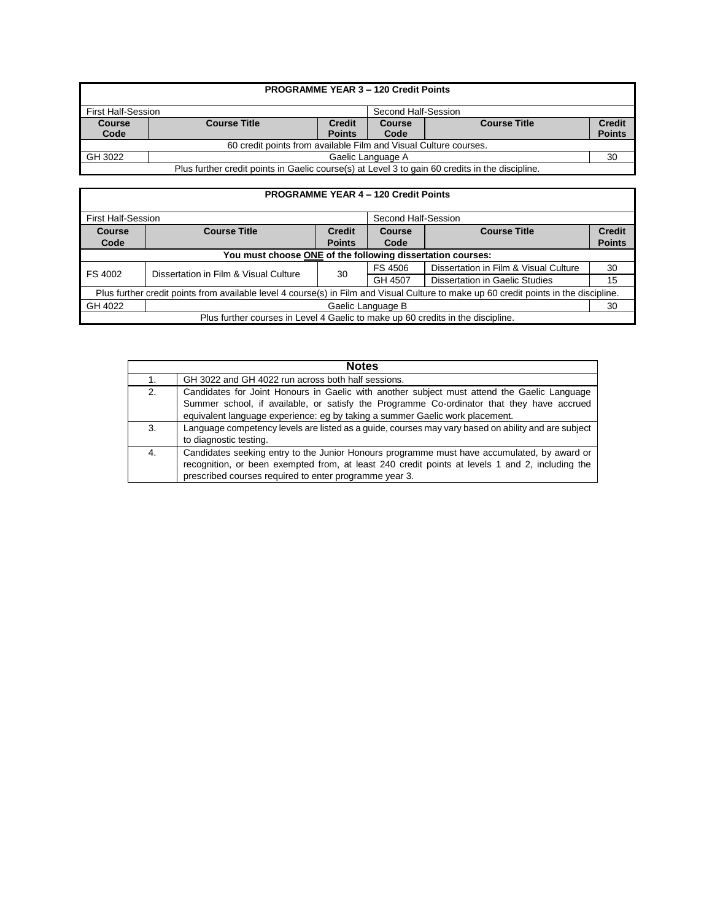| PROGRAMME YEAR 3 – 120 Credit Points | | | | | |
|---|---|---|---|---|---|
| First Half-Session | | | Second Half-Session | | |
| **Course Code** | **Course Title** | **Credit Points** | **Course Code** | **Course Title** | **Credit Points** |
| 60 credit points from available Film and Visual Culture courses. | | | | | |
| GH 3022 | Gaelic Language A | | | | 30 |
| Plus further credit points in Gaelic course(s) at Level 3 to gain 60 credits in the discipline. | | | | | |

| PROGRAMME YEAR 4 – 120 Credit Points | | | | | |
|---|---|---|---|---|---|
| First Half-Session | | | Second Half-Session | | |
| **Course Code** | **Course Title** | **Credit Points** | **Course Code** | **Course Title** | **Credit Points** |
| **You must choose ONE of the following dissertation courses:** | | | | | |
| FS 4002 | Dissertation in Film & Visual Culture | 30 | FS 4506 | Dissertation in Film & Visual Culture | 30 |
| | | | GH 4507 | Dissertation in Gaelic Studies | 15 |
| Plus further credit points from available level 4 course(s) in Film and Visual Culture to make up 60 credit points in the discipline. | | | | | |
| GH 4022 | Gaelic Language B | | | | 30 |
| Plus further courses in Level 4 Gaelic to make up 60 credits in the discipline. | | | | | |

| Notes | |
|---|---|
| 1. | GH 3022 and GH 4022 run across both half sessions. |
| 2. | Candidates for Joint Honours in Gaelic with another subject must attend the Gaelic Language Summer school, if available, or satisfy the Programme Co-ordinator that they have accrued equivalent language experience: eg by taking a summer Gaelic work placement. |
| 3. | Language competency levels are listed as a guide, courses may vary based on ability and are subject to diagnostic testing. |
| 4. | Candidates seeking entry to the Junior Honours programme must have accumulated, by award or recognition, or been exempted from, at least 240 credit points at levels 1 and 2, including the prescribed courses required to enter programme year 3. |